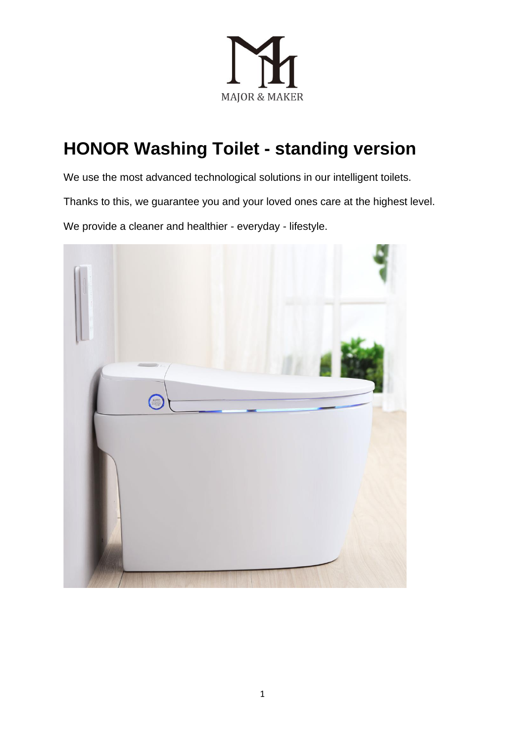MAJOR & MAKER

# HONOR Washing Toilet - standing version

We use the most advanced technological solutions in our intelligent toilets.

Thanks to this, we guarantee you and your loved ones care at the highest level.

We provide a cleaner and healthier - everyday - lifestyle.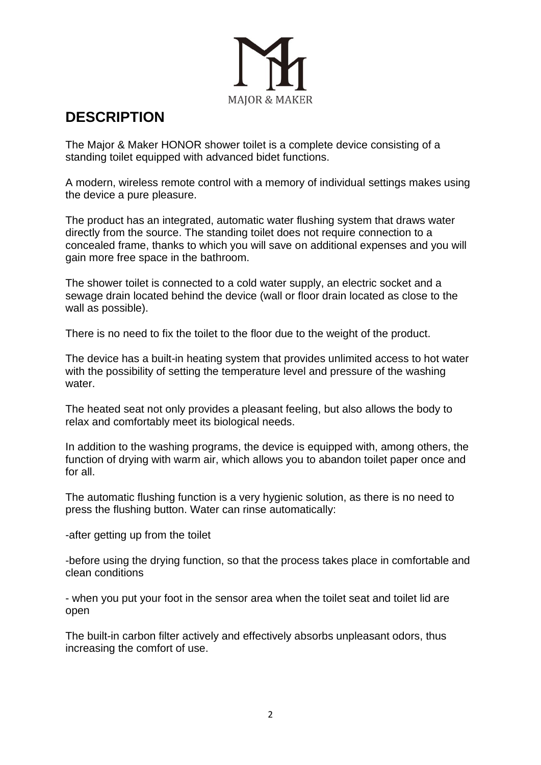MAJOR & MAKER

## DESCRIPTION

The Major & Maker HONOR shower toilet is a complete device consisting of a standing toilet equipped with advanced bidet functions.

A modern, wireless remote control with a memory of individual settings makes using the device a pure pleasure.

The product has an integrated, automatic water flushing system that draws water directly from the source. The standing toilet does not require connection to a concealed frame, thanks to which you will save on additional expenses and you will gain more free space in the bathroom.

The shower toilet is connected to a cold water supply, an electric socket and a sewage drain located behind the device (wall or floor drain located as close to the wall as possible).

There is no need to fix the toilet to the floor due to the weight of the product.

The device has a built-in heating system that provides unlimited access to hot water with the possibility of setting the temperature level and pressure of the washing water.

The heated seat not only provides a pleasant feeling, but also allows the body to relax and comfortably meet its biological needs.

In addition to the washing programs, the device is equipped with, among others, the function of drying with warm air, which allows you to abandon toilet paper once and for all.

The automatic flushing function is a very hygienic solution, as there is no need to press the flushing button. Water can rinse automatically:

-after getting up from the toilet

-before using the drying function, so that the process takes place in comfortable and clean conditions

- when you put your foot in the sensor area when the toilet seat and toilet lid are open

The built-in carbon filter actively and effectively absorbs unpleasant odors, thus increasing the comfort of use.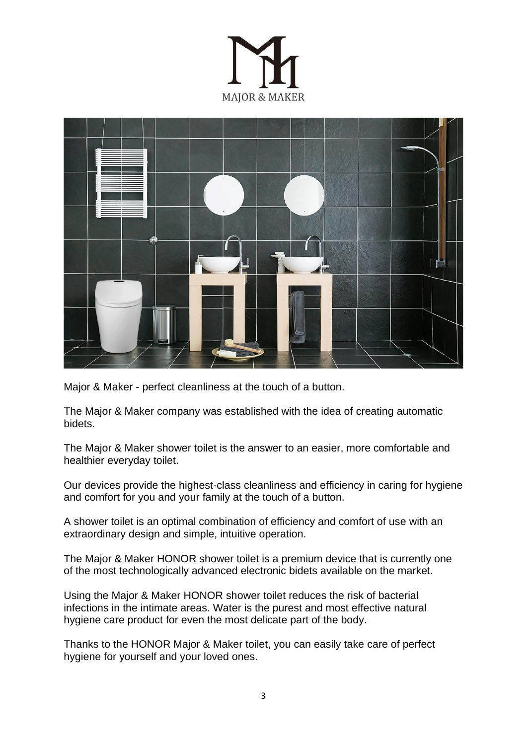Major & Maker - perfect cleanliness at the touch of a button.

The Major & Maker company was established with the idea of creating automatic bidets.

The Major & Maker shower toilet is the answer to an easier, more comfortable and healthier everyday toilet.

Our devices provide the highest-class cleanliness and efficiency in caring for hygiene and comfort for you and your family at the touch of a button.

A shower toilet is an optimal combination of efficiency and comfort of use with an extraordinary design and simple, intuitive operation.

The Major & Maker HONOR shower toilet is a premium device that is currently one of the most technologically advanced electronic bidets available on the market.

Using the Major & Maker HONOR shower toilet reduces the risk of bacterial infections in the intimate areas. Water is the purest and most effective natural hygiene care product for even the most delicate part of the body.

Thanks to the HONOR Major & Maker toilet, you can easily take care of perfect hygiene for yourself and your loved ones.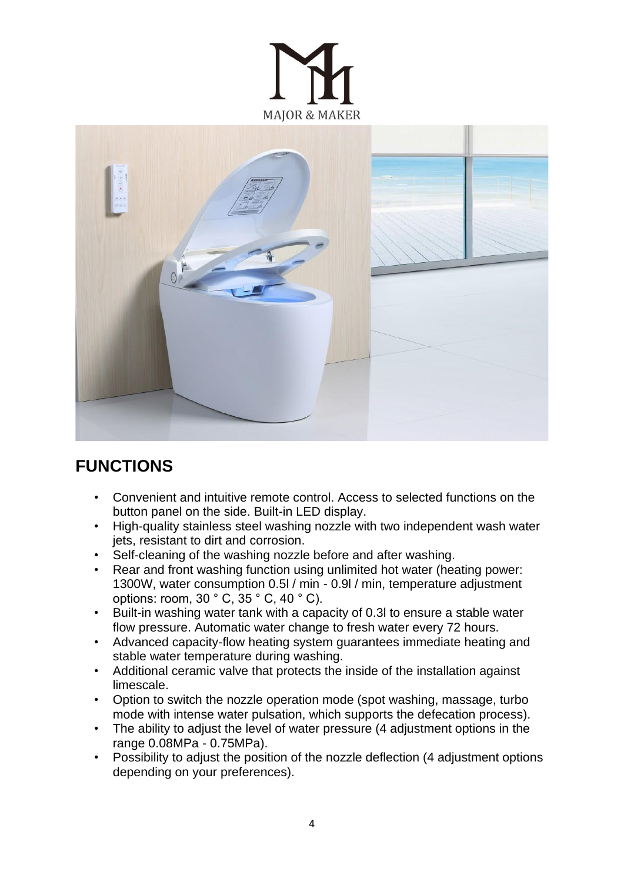MAJOR & MAKER

## FUNCTIONS

- Convenient and intuitive remote control. Access to selected functions on the button panel on the side. Built-in LED display.
- High-quality stainless steel washing nozzle with two independent wash water jets, resistant to dirt and corrosion.
- Self-cleaning of the washing nozzle before and after washing.
- Rear and front washing function using unlimited hot water (heating power: 1300W, water consumption 0.5l / min - 0.9l / min, temperature adjustment options: room, 30 ° C, 35 ° C, 40 ° C).
- Built-in washing water tank with a capacity of 0.3l to ensure a stable water flow pressure. Automatic water change to fresh water every 72 hours.
- Advanced capacity-flow heating system guarantees immediate heating and stable water temperature during washing.
- Additional ceramic valve that protects the inside of the installation against limescale.
- Option to switch the nozzle operation mode (spot washing, massage, turbo mode with intense water pulsation, which supports the defecation process).
- The ability to adjust the level of water pressure (4 adjustment options in the range 0.08MPa - 0.75MPa).
- Possibility to adjust the position of the nozzle deflection (4 adjustment options depending on your preferences).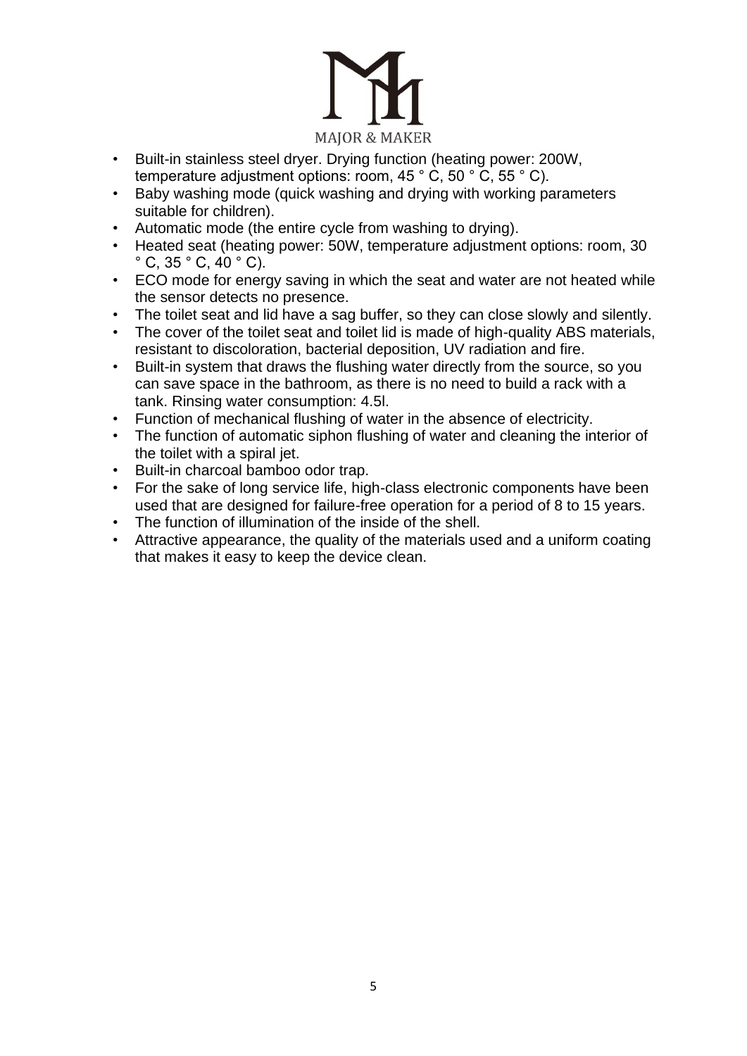- Built-in stainless steel dryer. Drying function (heating power: 200W, temperature adjustment options: room, 45 ° C, 50 ° C, 55 ° C).
- Baby washing mode (quick washing and drying with working parameters suitable for children).
- Automatic mode (the entire cycle from washing to drying).
- Heated seat (heating power: 50W, temperature adjustment options: room, 30 ° C, 35 ° C, 40 ° C).
- ECO mode for energy saving in which the seat and water are not heated while the sensor detects no presence.
- The toilet seat and lid have a sag buffer, so they can close slowly and silently.
- The cover of the toilet seat and toilet lid is made of high-quality ABS materials, resistant to discoloration, bacterial deposition, UV radiation and fire.
- Built-in system that draws the flushing water directly from the source, so you can save space in the bathroom, as there is no need to build a rack with a tank. Rinsing water consumption: 4.5l.
- Function of mechanical flushing of water in the absence of electricity.
- The function of automatic siphon flushing of water and cleaning the interior of the toilet with a spiral jet.
- Built-in charcoal bamboo odor trap.
- For the sake of long service life, high-class electronic components have been used that are designed for failure-free operation for a period of 8 to 15 years.
- The function of illumination of the inside of the shell.
- Attractive appearance, the quality of the materials used and a uniform coating that makes it easy to keep the device clean.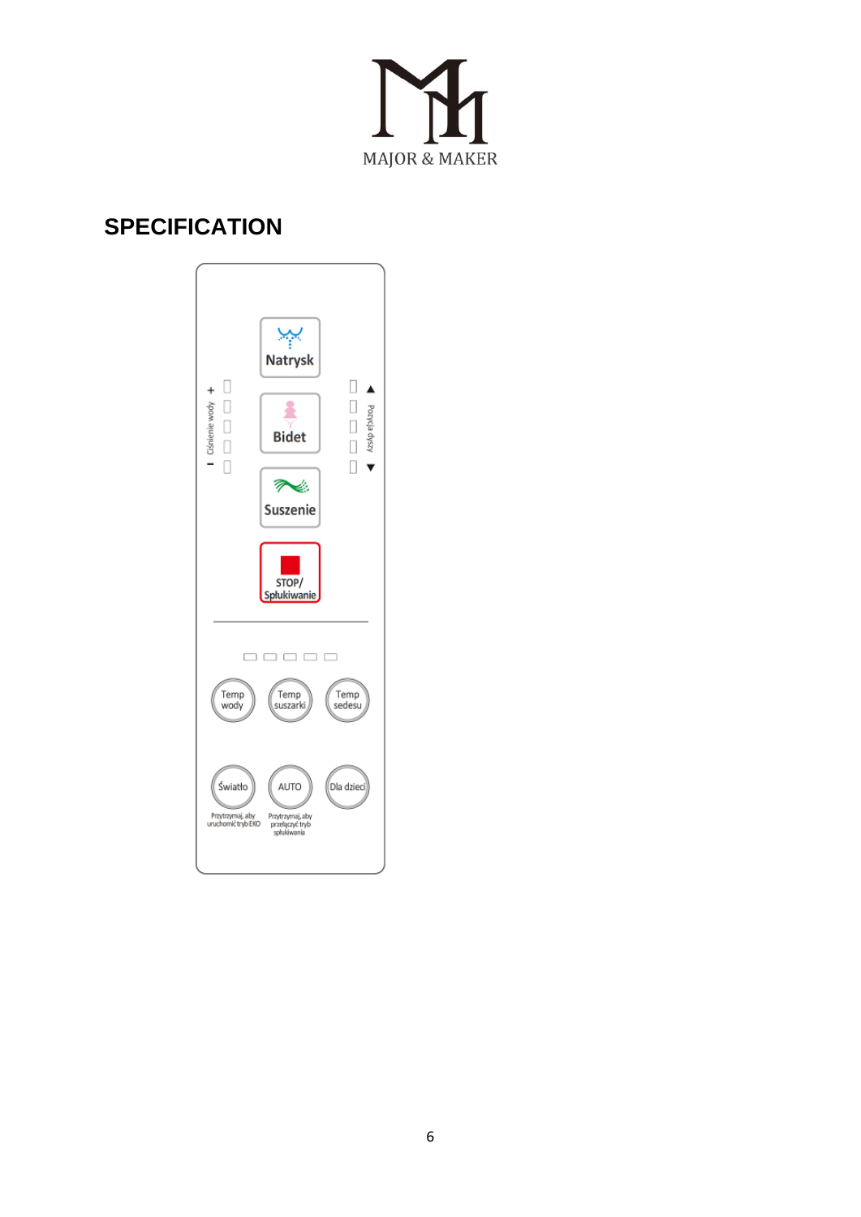MAJOR & MAKER

## SPECIFICATION

Natrysk

Bidet

Suszenie

STOP/ Spłukiwanie

+ Ciśnienie wody –

▲ Pozycja dyszy ▼

Temp wody

Temp suszarki

Temp sedesu

Światło

Przytrzymaj, aby uruchomić tryb EKO

AUTO

Przytrzymaj, aby przełączyć tryb spłukiwania

Dla dzieci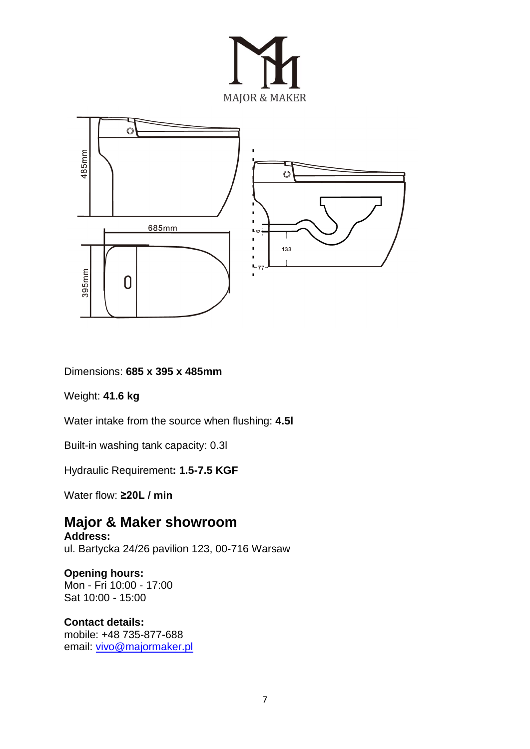MAJOR & MAKER

485mm

685mm

395mm

52

133

77

Dimensions: **685 x 395 x 485mm**

Weight: **41.6 kg**

Water intake from the source when flushing: **4.5l**

Built-in washing tank capacity: 0.3l

Hydraulic Requirement**: 1.5-7.5 KGF**

Water flow: **≥20L / min**

## Major & Maker showroom

**Address:**
ul. Bartycka 24/26 pavilion 123, 00-716 Warsaw

**Opening hours:**
Mon - Fri 10:00 - 17:00
Sat 10:00 - 15:00

**Contact details:**
mobile: +48 735-877-688
email: vivo@majormaker.pl